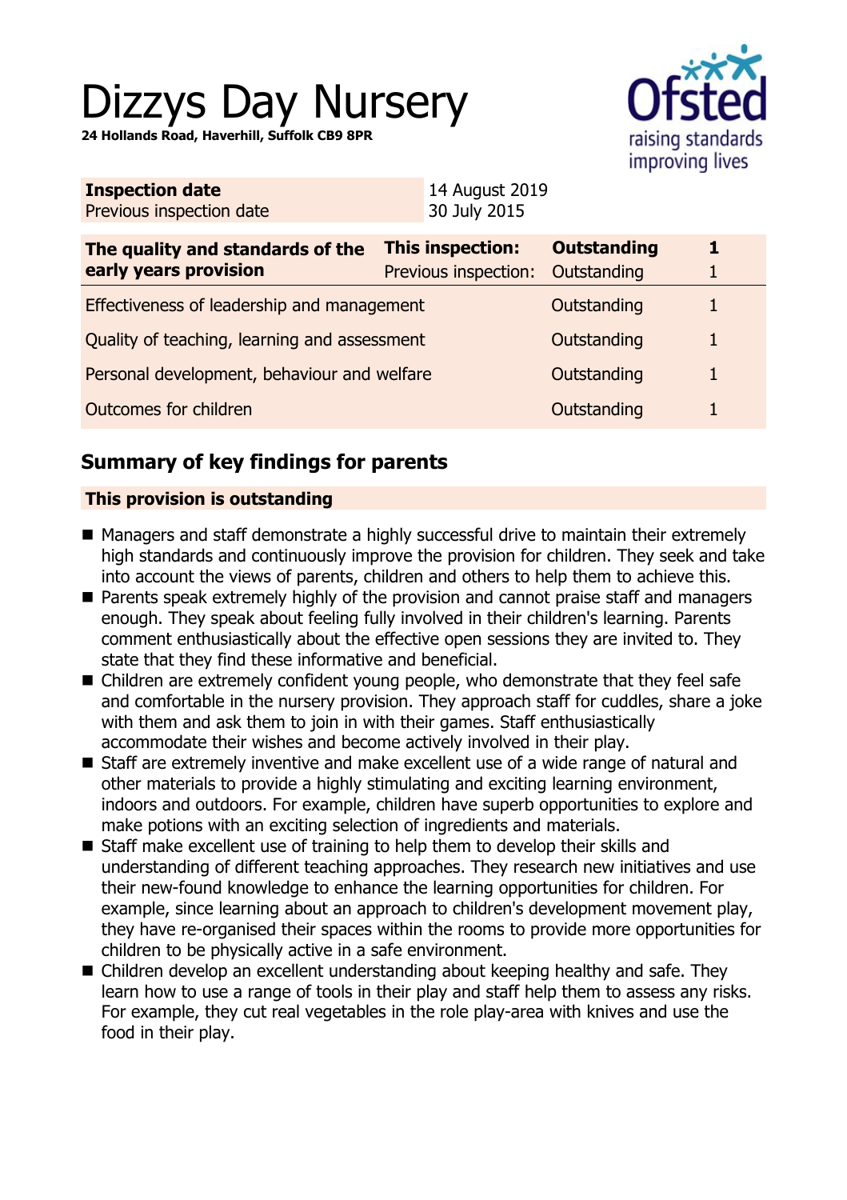# Dizzys Day Nursery

**24 Hollands Road, Haverhill, Suffolk CB9 8PR**

| | |
|---|---|
| **Inspection date** | 14 August 2019 |
| Previous inspection date | 30 July 2015 |

| The quality and standards of the early years provision | | | |
|---|---|---|---|
| **The quality and standards of the early years provision** | **This inspection:** | **Outstanding** | **1** |
| | Previous inspection: | Outstanding | 1 |
| Effectiveness of leadership and management | | Outstanding | 1 |
| Quality of teaching, learning and assessment | | Outstanding | 1 |
| Personal development, behaviour and welfare | | Outstanding | 1 |
| Outcomes for children | | Outstanding | 1 |

## Summary of key findings for parents

**This provision is outstanding**

- Managers and staff demonstrate a highly successful drive to maintain their extremely high standards and continuously improve the provision for children. They seek and take into account the views of parents, children and others to help them to achieve this.
- Parents speak extremely highly of the provision and cannot praise staff and managers enough. They speak about feeling fully involved in their children's learning. Parents comment enthusiastically about the effective open sessions they are invited to. They state that they find these informative and beneficial.
- Children are extremely confident young people, who demonstrate that they feel safe and comfortable in the nursery provision. They approach staff for cuddles, share a joke with them and ask them to join in with their games. Staff enthusiastically accommodate their wishes and become actively involved in their play.
- Staff are extremely inventive and make excellent use of a wide range of natural and other materials to provide a highly stimulating and exciting learning environment, indoors and outdoors. For example, children have superb opportunities to explore and make potions with an exciting selection of ingredients and materials.
- Staff make excellent use of training to help them to develop their skills and understanding of different teaching approaches. They research new initiatives and use their new-found knowledge to enhance the learning opportunities for children. For example, since learning about an approach to children's development movement play, they have re-organised their spaces within the rooms to provide more opportunities for children to be physically active in a safe environment.
- Children develop an excellent understanding about keeping healthy and safe. They learn how to use a range of tools in their play and staff help them to assess any risks. For example, they cut real vegetables in the role play-area with knives and use the food in their play.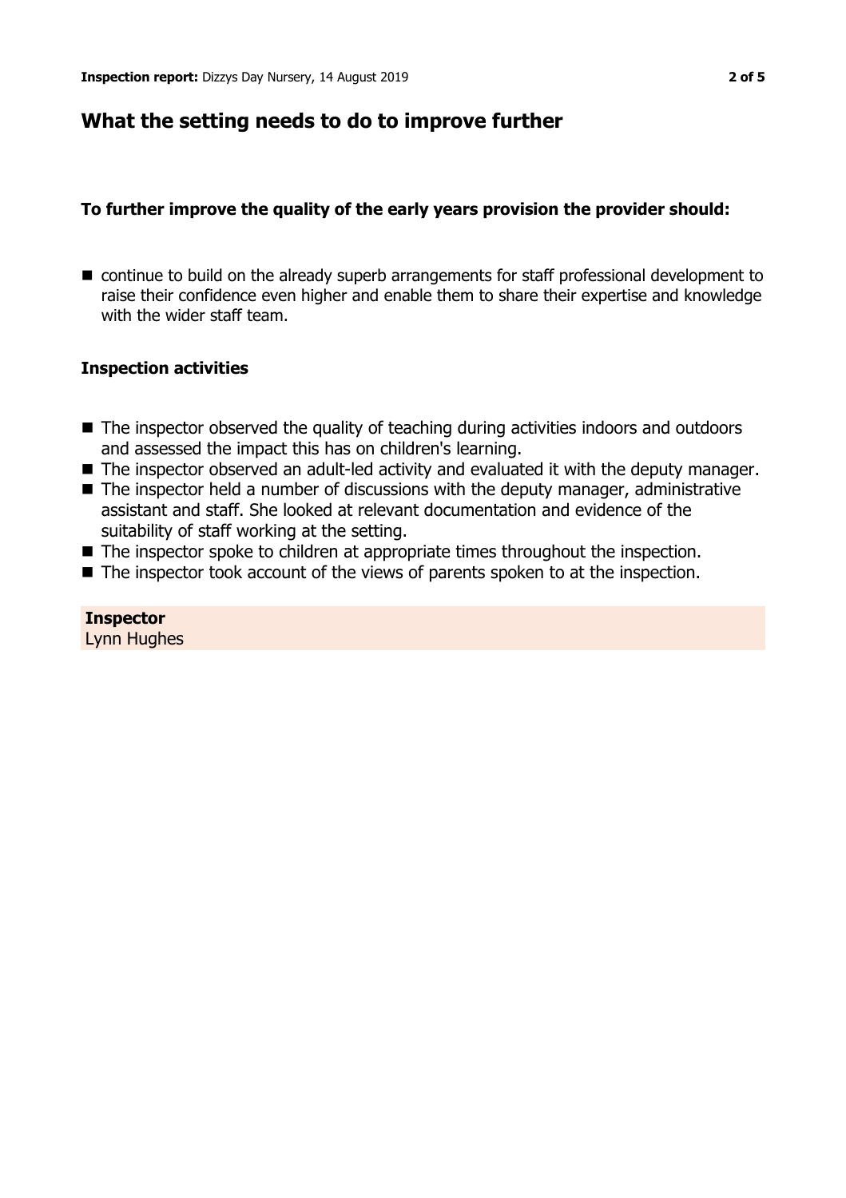## What the setting needs to do to improve further

### To further improve the quality of the early years provision the provider should:

- continue to build on the already superb arrangements for staff professional development to raise their confidence even higher and enable them to share their expertise and knowledge with the wider staff team.

### Inspection activities

- The inspector observed the quality of teaching during activities indoors and outdoors and assessed the impact this has on children's learning.
- The inspector observed an adult-led activity and evaluated it with the deputy manager.
- The inspector held a number of discussions with the deputy manager, administrative assistant and staff. She looked at relevant documentation and evidence of the suitability of staff working at the setting.
- The inspector spoke to children at appropriate times throughout the inspection.
- The inspector took account of the views of parents spoken to at the inspection.

**Inspector**
Lynn Hughes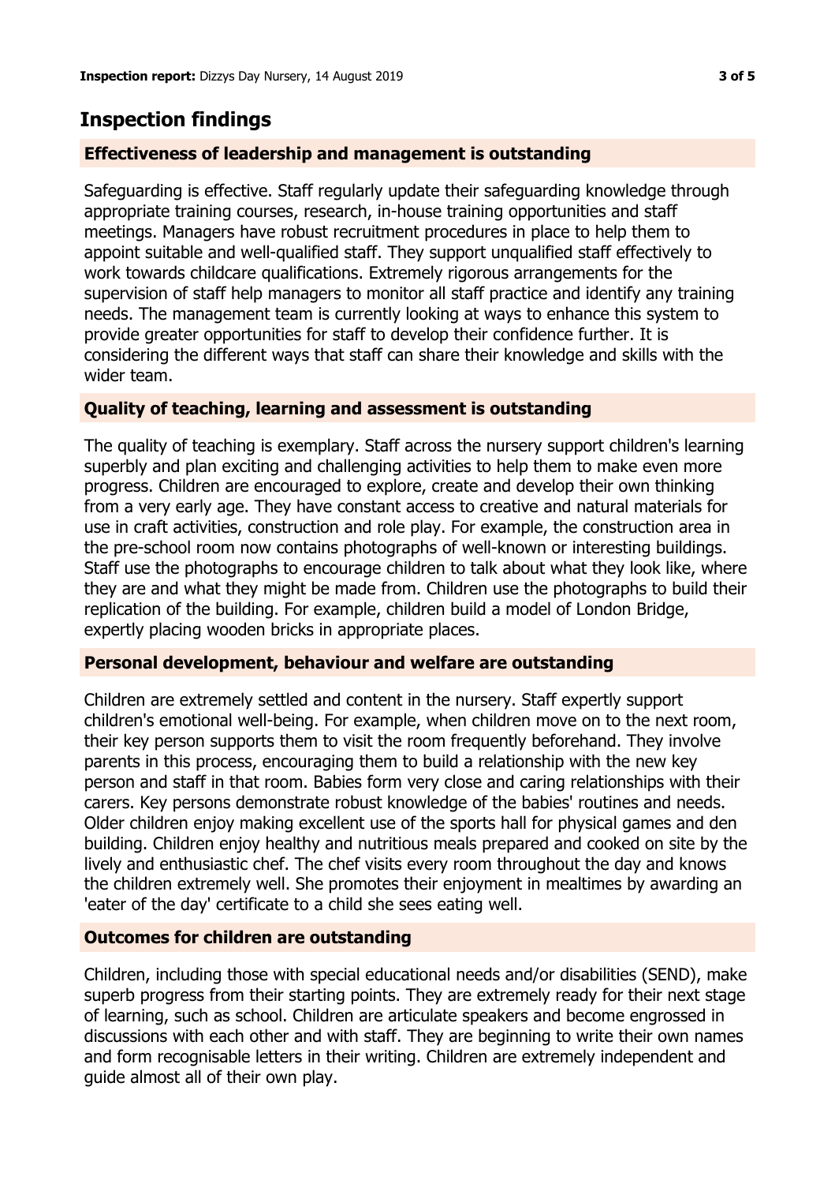## Inspection findings

### Effectiveness of leadership and management is outstanding

Safeguarding is effective. Staff regularly update their safeguarding knowledge through appropriate training courses, research, in-house training opportunities and staff meetings. Managers have robust recruitment procedures in place to help them to appoint suitable and well-qualified staff. They support unqualified staff effectively to work towards childcare qualifications. Extremely rigorous arrangements for the supervision of staff help managers to monitor all staff practice and identify any training needs. The management team is currently looking at ways to enhance this system to provide greater opportunities for staff to develop their confidence further. It is considering the different ways that staff can share their knowledge and skills with the wider team.

### Quality of teaching, learning and assessment is outstanding

The quality of teaching is exemplary. Staff across the nursery support children's learning superbly and plan exciting and challenging activities to help them to make even more progress. Children are encouraged to explore, create and develop their own thinking from a very early age. They have constant access to creative and natural materials for use in craft activities, construction and role play. For example, the construction area in the pre-school room now contains photographs of well-known or interesting buildings. Staff use the photographs to encourage children to talk about what they look like, where they are and what they might be made from. Children use the photographs to build their replication of the building. For example, children build a model of London Bridge, expertly placing wooden bricks in appropriate places.

### Personal development, behaviour and welfare are outstanding

Children are extremely settled and content in the nursery. Staff expertly support children's emotional well-being. For example, when children move on to the next room, their key person supports them to visit the room frequently beforehand. They involve parents in this process, encouraging them to build a relationship with the new key person and staff in that room. Babies form very close and caring relationships with their carers. Key persons demonstrate robust knowledge of the babies' routines and needs. Older children enjoy making excellent use of the sports hall for physical games and den building. Children enjoy healthy and nutritious meals prepared and cooked on site by the lively and enthusiastic chef. The chef visits every room throughout the day and knows the children extremely well. She promotes their enjoyment in mealtimes by awarding an 'eater of the day' certificate to a child she sees eating well.

### Outcomes for children are outstanding

Children, including those with special educational needs and/or disabilities (SEND), make superb progress from their starting points. They are extremely ready for their next stage of learning, such as school. Children are articulate speakers and become engrossed in discussions with each other and with staff. They are beginning to write their own names and form recognisable letters in their writing. Children are extremely independent and guide almost all of their own play.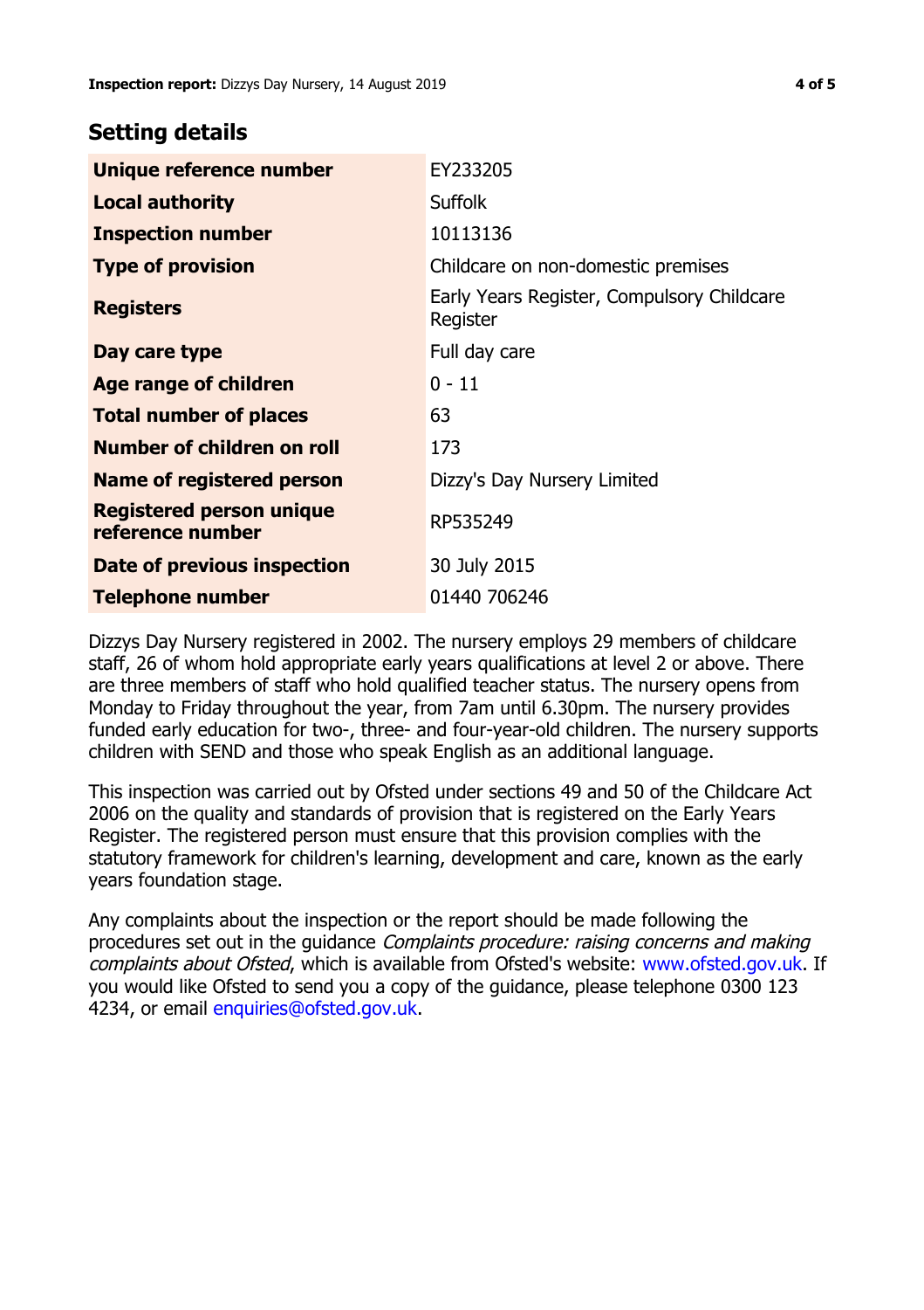## Setting details

| | |
|---|---|
| **Unique reference number** | EY233205 |
| **Local authority** | Suffolk |
| **Inspection number** | 10113136 |
| **Type of provision** | Childcare on non-domestic premises |
| **Registers** | Early Years Register, Compulsory Childcare Register |
| **Day care type** | Full day care |
| **Age range of children** | 0 - 11 |
| **Total number of places** | 63 |
| **Number of children on roll** | 173 |
| **Name of registered person** | Dizzy's Day Nursery Limited |
| **Registered person unique reference number** | RP535249 |
| **Date of previous inspection** | 30 July 2015 |
| **Telephone number** | 01440 706246 |

Dizzys Day Nursery registered in 2002. The nursery employs 29 members of childcare staff, 26 of whom hold appropriate early years qualifications at level 2 or above. There are three members of staff who hold qualified teacher status. The nursery opens from Monday to Friday throughout the year, from 7am until 6.30pm. The nursery provides funded early education for two-, three- and four-year-old children. The nursery supports children with SEND and those who speak English as an additional language.

This inspection was carried out by Ofsted under sections 49 and 50 of the Childcare Act 2006 on the quality and standards of provision that is registered on the Early Years Register. The registered person must ensure that this provision complies with the statutory framework for children's learning, development and care, known as the early years foundation stage.

Any complaints about the inspection or the report should be made following the procedures set out in the guidance *Complaints procedure: raising concerns and making complaints about Ofsted*, which is available from Ofsted's website: www.ofsted.gov.uk. If you would like Ofsted to send you a copy of the guidance, please telephone 0300 123 4234, or email enquiries@ofsted.gov.uk.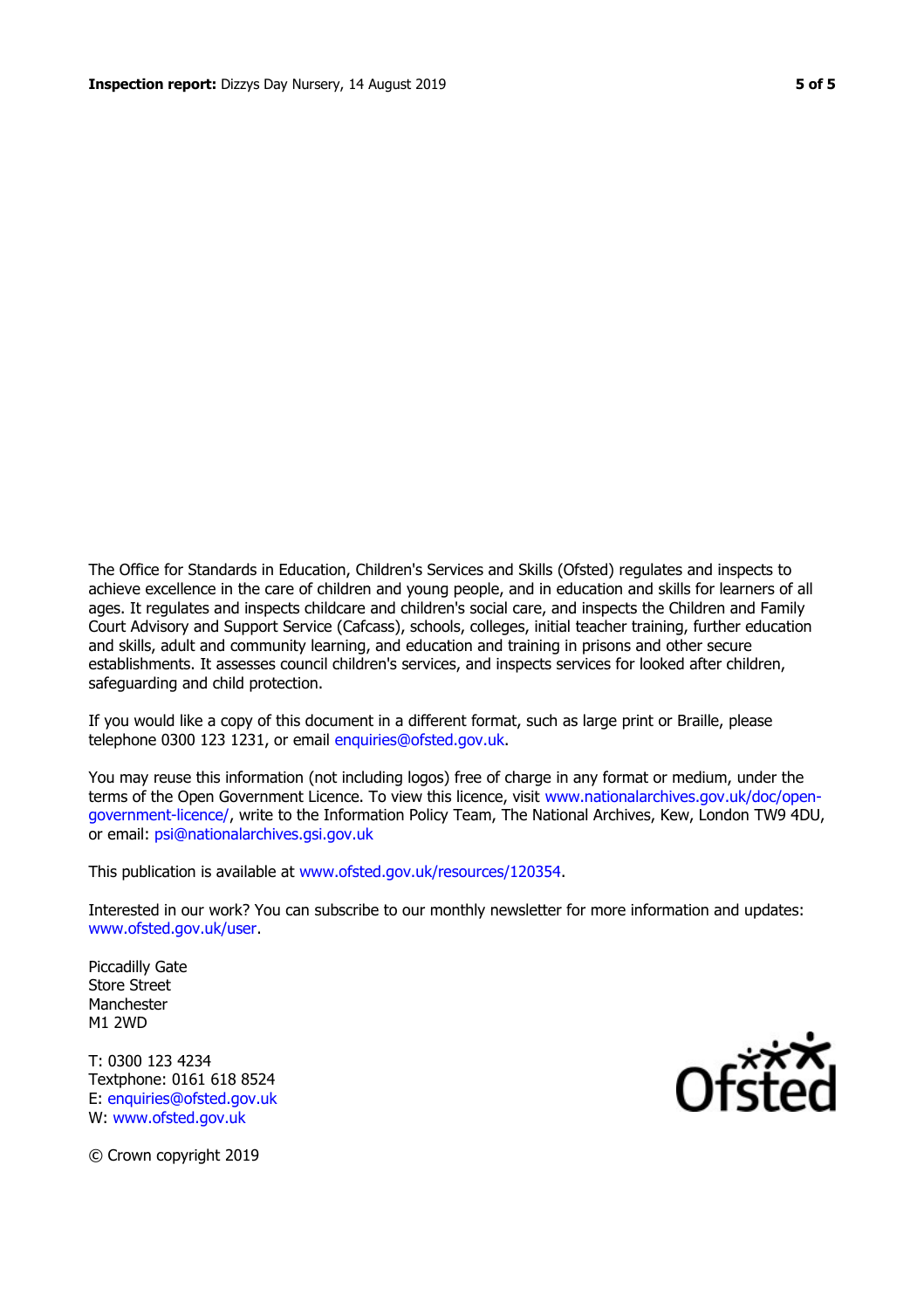The Office for Standards in Education, Children's Services and Skills (Ofsted) regulates and inspects to achieve excellence in the care of children and young people, and in education and skills for learners of all ages. It regulates and inspects childcare and children's social care, and inspects the Children and Family Court Advisory and Support Service (Cafcass), schools, colleges, initial teacher training, further education and skills, adult and community learning, and education and training in prisons and other secure establishments. It assesses council children's services, and inspects services for looked after children, safeguarding and child protection.

If you would like a copy of this document in a different format, such as large print or Braille, please telephone 0300 123 1231, or email enquiries@ofsted.gov.uk.

You may reuse this information (not including logos) free of charge in any format or medium, under the terms of the Open Government Licence. To view this licence, visit www.nationalarchives.gov.uk/doc/open-government-licence/, write to the Information Policy Team, The National Archives, Kew, London TW9 4DU, or email: psi@nationalarchives.gsi.gov.uk

This publication is available at www.ofsted.gov.uk/resources/120354.

Interested in our work? You can subscribe to our monthly newsletter for more information and updates: www.ofsted.gov.uk/user.

Piccadilly Gate
Store Street
Manchester
M1 2WD

T: 0300 123 4234
Textphone: 0161 618 8524
E: enquiries@ofsted.gov.uk
W: www.ofsted.gov.uk

© Crown copyright 2019